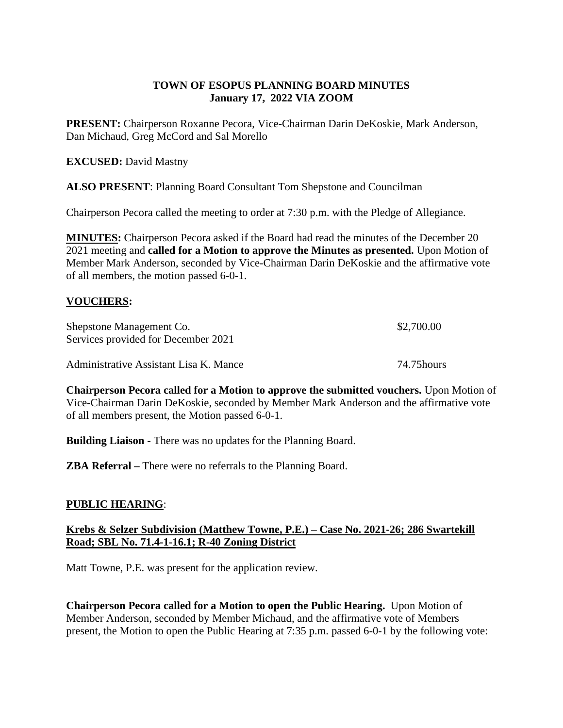# TOWN OF ESOPUS PLANNING BOARD MINUTES
## January 17, 2022 VIA ZOOM

**PRESENT:** Chairperson Roxanne Pecora, Vice-Chairman Darin DeKoskie, Mark Anderson, Dan Michaud, Greg McCord and Sal Morello

**EXCUSED:** David Mastny

**ALSO PRESENT**: Planning Board Consultant Tom Shepstone and Councilman

Chairperson Pecora called the meeting to order at 7:30 p.m. with the Pledge of Allegiance.

**MINUTES:** Chairperson Pecora asked if the Board had read the minutes of the December 20 2021 meeting and **called for a Motion to approve the Minutes as presented.** Upon Motion of Member Mark Anderson, seconded by Vice-Chairman Darin DeKoskie and the affirmative vote of all members, the motion passed 6-0-1.

**VOUCHERS:**

| | |
|---|---|
| Shepstone Management Co.<br>Services provided for December 2021 | \$2,700.00 |
| Administrative Assistant Lisa K. Mance | 74.75hours |

**Chairperson Pecora called for a Motion to approve the submitted vouchers.** Upon Motion of Vice-Chairman Darin DeKoskie, seconded by Member Mark Anderson and the affirmative vote of all members present, the Motion passed 6-0-1.

**Building Liaison** - There was no updates for the Planning Board.

**ZBA Referral –** There were no referrals to the Planning Board.

**PUBLIC HEARING**:

**Krebs & Selzer Subdivision (Matthew Towne, P.E.) – Case No. 2021-26; 286 Swartekill Road; SBL No. 71.4-1-16.1; R-40 Zoning District**

Matt Towne, P.E. was present for the application review.

**Chairperson Pecora called for a Motion to open the Public Hearing.** Upon Motion of Member Anderson, seconded by Member Michaud, and the affirmative vote of Members present, the Motion to open the Public Hearing at 7:35 p.m. passed 6-0-1 by the following vote: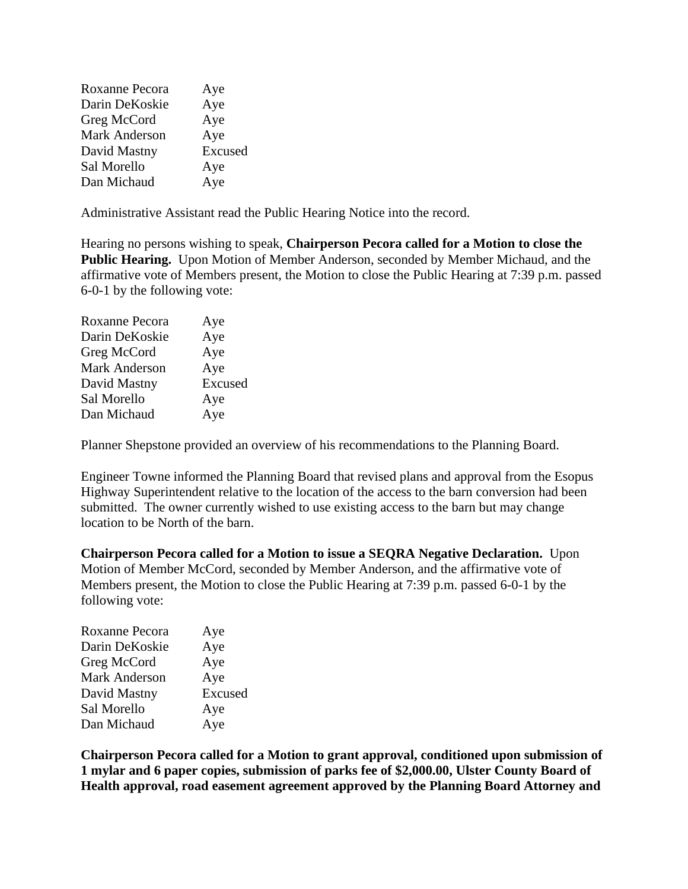| | |
|---|---|
| Roxanne Pecora | Aye |
| Darin DeKoskie | Aye |
| Greg McCord | Aye |
| Mark Anderson | Aye |
| David Mastny | Excused |
| Sal Morello | Aye |
| Dan Michaud | Aye |

Administrative Assistant read the Public Hearing Notice into the record.

Hearing no persons wishing to speak, **Chairperson Pecora called for a Motion to close the Public Hearing.** Upon Motion of Member Anderson, seconded by Member Michaud, and the affirmative vote of Members present, the Motion to close the Public Hearing at 7:39 p.m. passed 6-0-1 by the following vote:

| | |
|---|---|
| Roxanne Pecora | Aye |
| Darin DeKoskie | Aye |
| Greg McCord | Aye |
| Mark Anderson | Aye |
| David Mastny | Excused |
| Sal Morello | Aye |
| Dan Michaud | Aye |

Planner Shepstone provided an overview of his recommendations to the Planning Board.

Engineer Towne informed the Planning Board that revised plans and approval from the Esopus Highway Superintendent relative to the location of the access to the barn conversion had been submitted. The owner currently wished to use existing access to the barn but may change location to be North of the barn.

**Chairperson Pecora called for a Motion to issue a SEQRA Negative Declaration.** Upon Motion of Member McCord, seconded by Member Anderson, and the affirmative vote of Members present, the Motion to close the Public Hearing at 7:39 p.m. passed 6-0-1 by the following vote:

| | |
|---|---|
| Roxanne Pecora | Aye |
| Darin DeKoskie | Aye |
| Greg McCord | Aye |
| Mark Anderson | Aye |
| David Mastny | Excused |
| Sal Morello | Aye |
| Dan Michaud | Aye |

**Chairperson Pecora called for a Motion to grant approval, conditioned upon submission of 1 mylar and 6 paper copies, submission of parks fee of $2,000.00, Ulster County Board of Health approval, road easement agreement approved by the Planning Board Attorney and**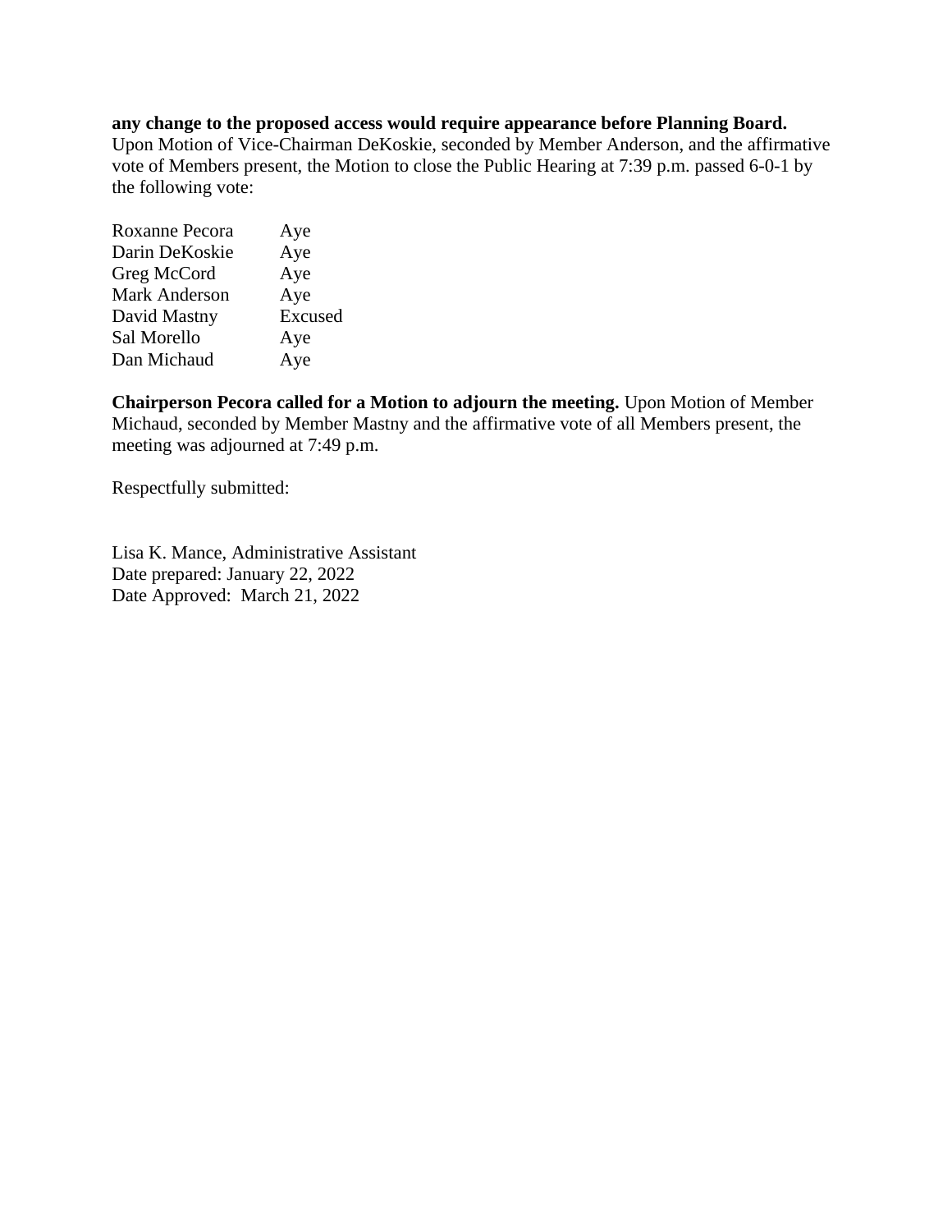**any change to the proposed access would require appearance before Planning Board.** Upon Motion of Vice-Chairman DeKoskie, seconded by Member Anderson, and the affirmative vote of Members present, the Motion to close the Public Hearing at 7:39 p.m. passed 6-0-1 by the following vote:

| | |
|---|---|
| Roxanne Pecora | Aye |
| Darin DeKoskie | Aye |
| Greg McCord | Aye |
| Mark Anderson | Aye |
| David Mastny | Excused |
| Sal Morello | Aye |
| Dan Michaud | Aye |

**Chairperson Pecora called for a Motion to adjourn the meeting.** Upon Motion of Member Michaud, seconded by Member Mastny and the affirmative vote of all Members present, the meeting was adjourned at 7:49 p.m.

Respectfully submitted:

Lisa K. Mance, Administrative Assistant
Date prepared: January 22, 2022
Date Approved: March 21, 2022